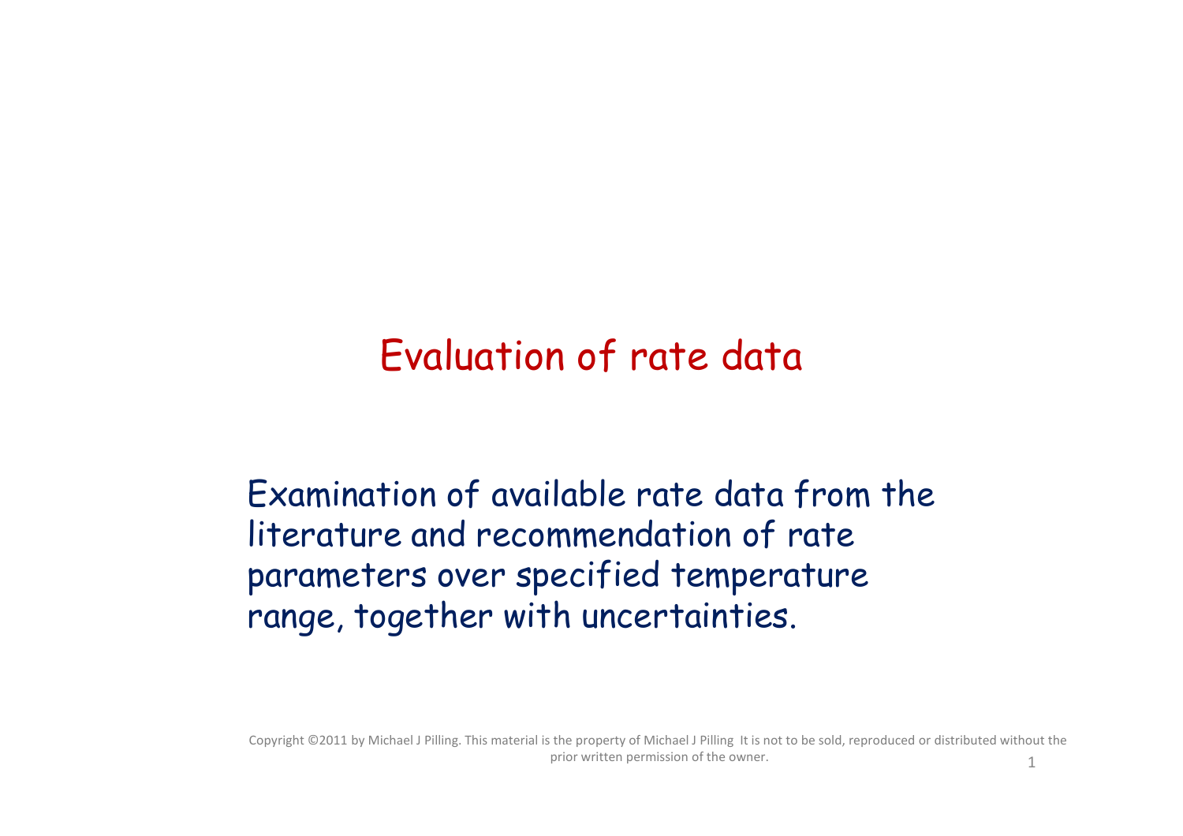# Evaluation of rate data

Examination of available rate data from the literature and recommendation of rate parameters over specified temperature range, together with uncertainties.

Copyright ©2011 by Michael J Pilling. This material is the property of Michael J Pilling It is not to be sold, reproduced or distributed without the prior written permission of the owner.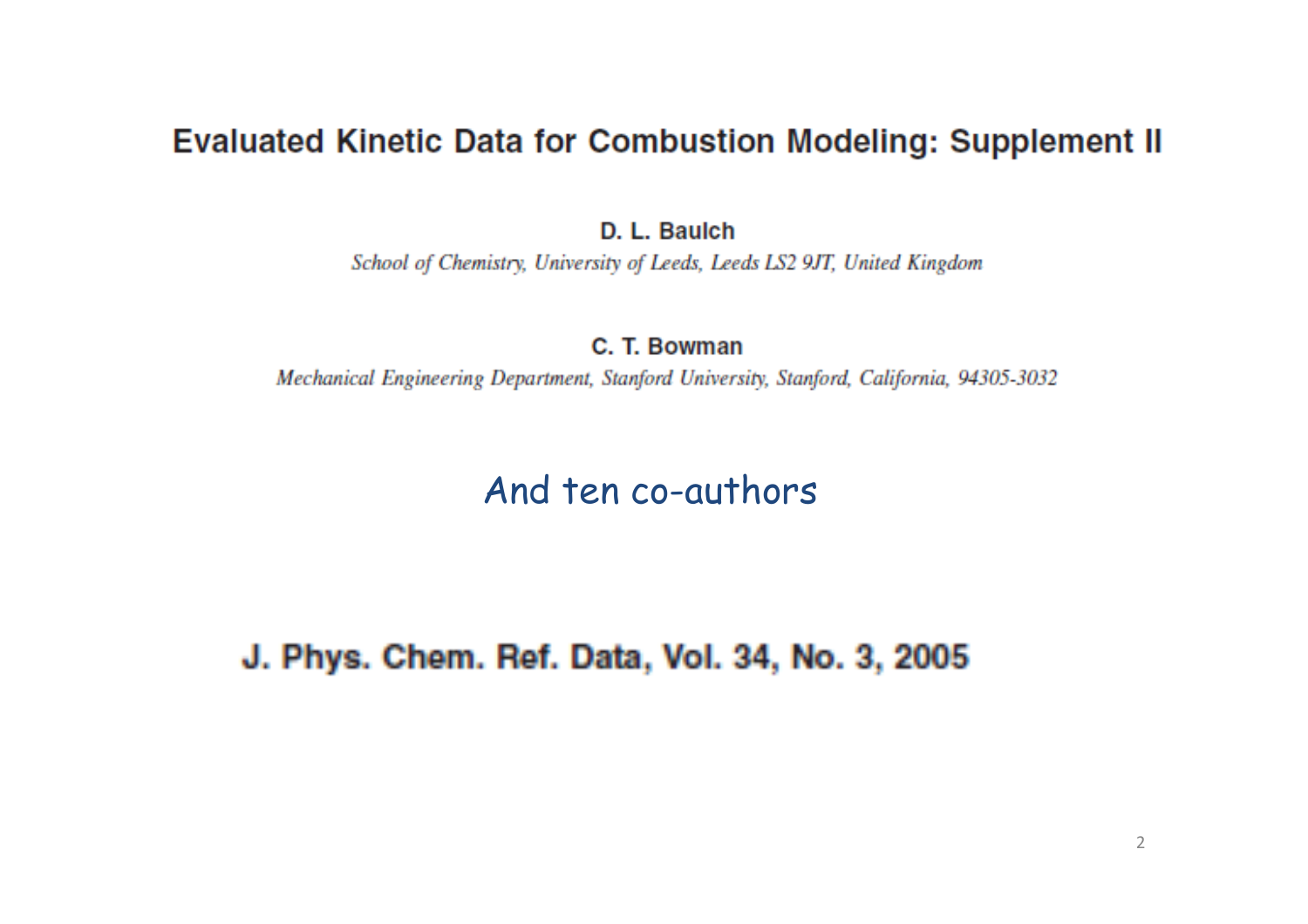# Evaluated Kinetic Data for Combustion Modeling: Supplement II

**D. L. Baulch**

*School of Chemistry, University of Leeds, Leeds LS2 9JT, United Kingdom*

**C. T. Bowman**

*Mechanical Engineering Department, Stanford University, Stanford, California, 94305-3032*

And ten co-authors

**J. Phys. Chem. Ref. Data, Vol. 34, No. 3, 2005**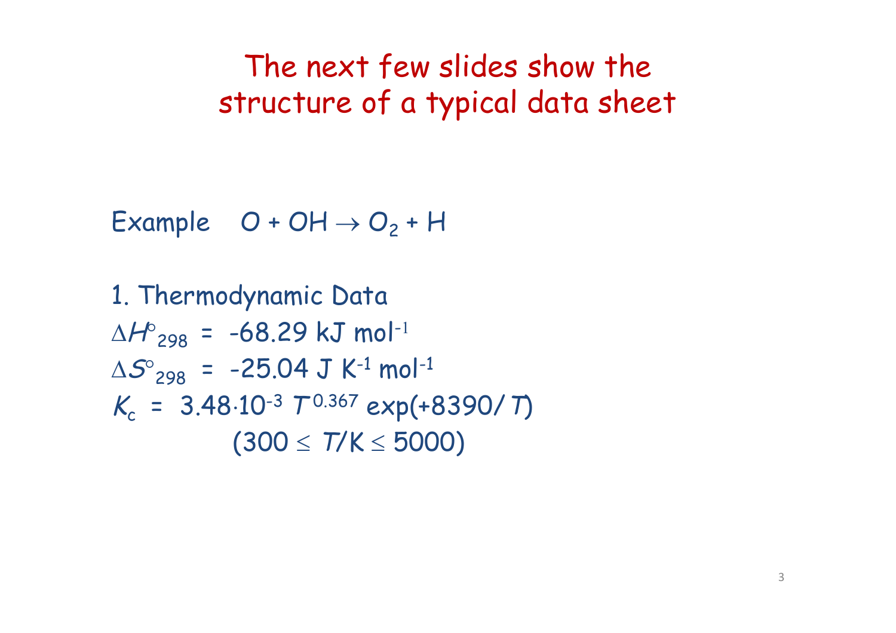# The next few slides show the structure of a typical data sheet

Example $O + OH \rightarrow O_2 + H$

1. Thermodynamic Data

$\Delta H^\circ_{298}$ = -68.29 kJ mol$^{-1}$

$\Delta S^\circ_{298}$ = -25.04 J K$^{-1}$ mol$^{-1}$

$K_c = 3.48 \cdot 10^{-3}\, T^{0.367} \exp(+8390/T)$

$(300 \leq T/\text{K} \leq 5000)$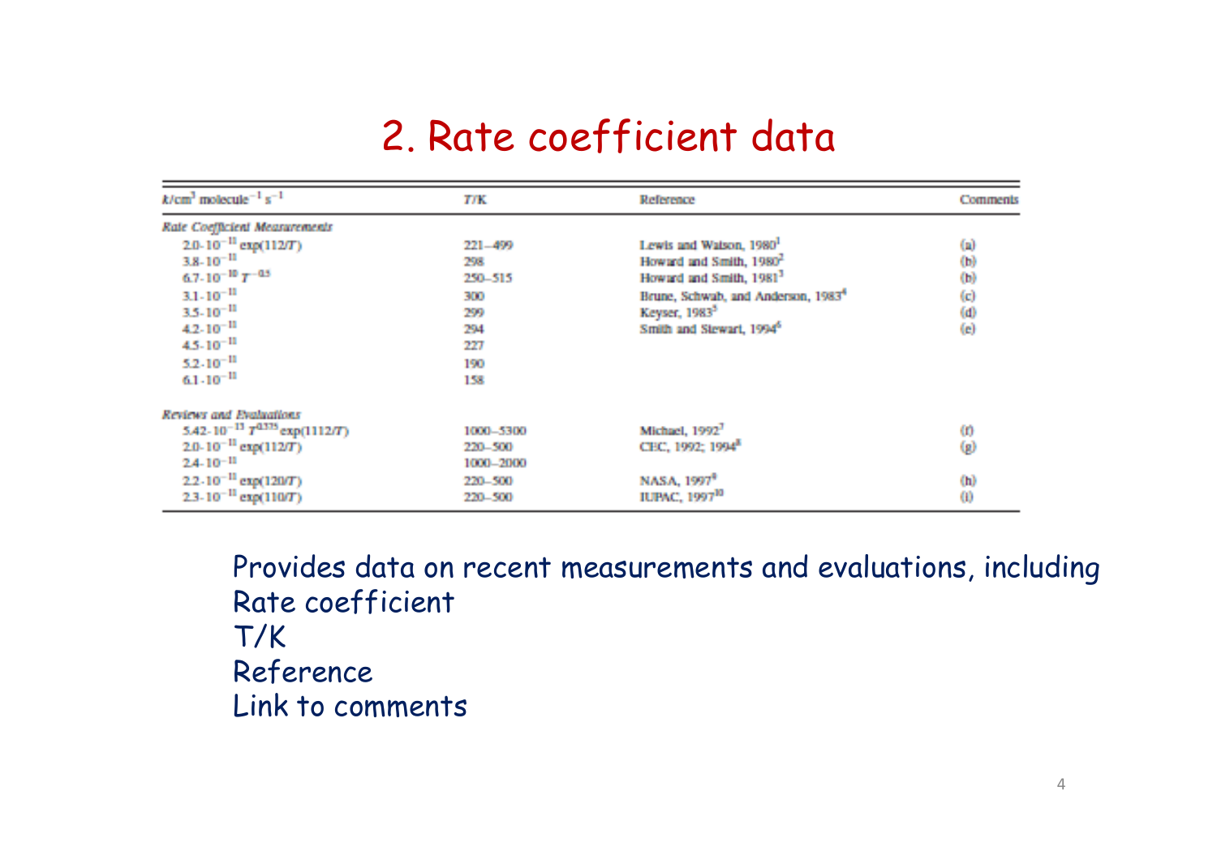# 2. Rate coefficient data

| $k$/cm$^3$ molecule$^{-1}$ s$^{-1}$ | $T$/K | Reference | Comments |
|---|---|---|---|
| *Rate Coefficient Measurements* | | | |
| $2.0 \cdot 10^{-11} \exp(112/T)$ | 221–499 | Lewis and Watson, 1980[1] | (a) |
| $3.8 \cdot 10^{-11}$ | 298 | Howard and Smith, 1980[2] | (b) |
| $6.7 \cdot 10^{-10}\, T^{-0.5}$ | 250–515 | Howard and Smith, 1981[3] | (b) |
| $3.1 \cdot 10^{-11}$ | 300 | Brune, Schwab, and Anderson, 1983[4] | (c) |
| $3.5 \cdot 10^{-11}$ | 299 | Keyser, 1983[5] | (d) |
| $4.2 \cdot 10^{-11}$ | 294 | Smith and Stewart, 1994[6] | (e) |
| $4.5 \cdot 10^{-11}$ | 227 | | |
| $5.2 \cdot 10^{-11}$ | 190 | | |
| $6.1 \cdot 10^{-11}$ | 158 | | |
| *Reviews and Evaluations* | | | |
| $5.42 \cdot 10^{-13}\, T^{0.375} \exp(1112/T)$ | 1000–5300 | Michael, 1992[7] | (f) |
| $2.0 \cdot 10^{-11} \exp(112/T)$ | 220–500 | CEC, 1992; 1994[8] | (g) |
| $2.4 \cdot 10^{-11}$ | 1000–2000 | | |
| $2.2 \cdot 10^{-11} \exp(120/T)$ | 220–500 | NASA, 1997[9] | (h) |
| $2.3 \cdot 10^{-11} \exp(110/T)$ | 220–500 | IUPAC, 1997[10] | (i) |

Provides data on recent measurements and evaluations, including
Rate coefficient
T/K
Reference
Link to comments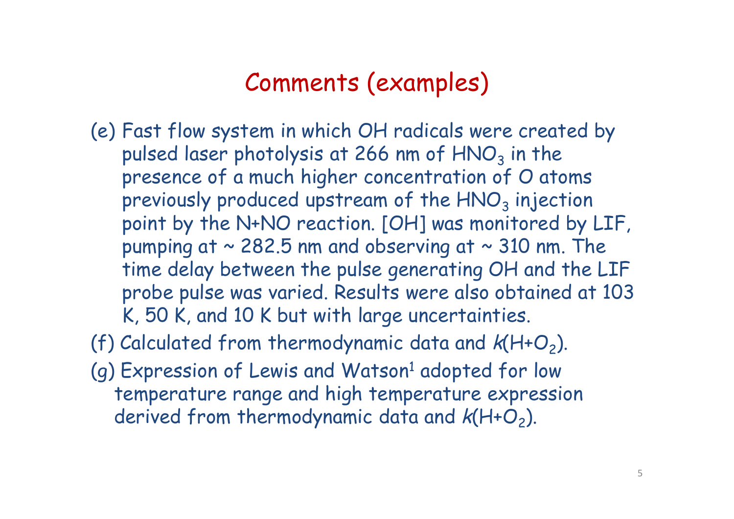# Comments (examples)

(e) Fast flow system in which OH radicals were created by pulsed laser photolysis at 266 nm of $HNO_3$ in the presence of a much higher concentration of O atoms previously produced upstream of the $HNO_3$ injection point by the N+NO reaction. [OH] was monitored by LIF, pumping at ~ 282.5 nm and observing at ~ 310 nm. The time delay between the pulse generating OH and the LIF probe pulse was varied. Results were also obtained at 103 K, 50 K, and 10 K but with large uncertainties.

(f) Calculated from thermodynamic data and $k(H+O_2)$.

(g) Expression of Lewis and Watson[1] adopted for low temperature range and high temperature expression derived from thermodynamic data and $k(H+O_2)$.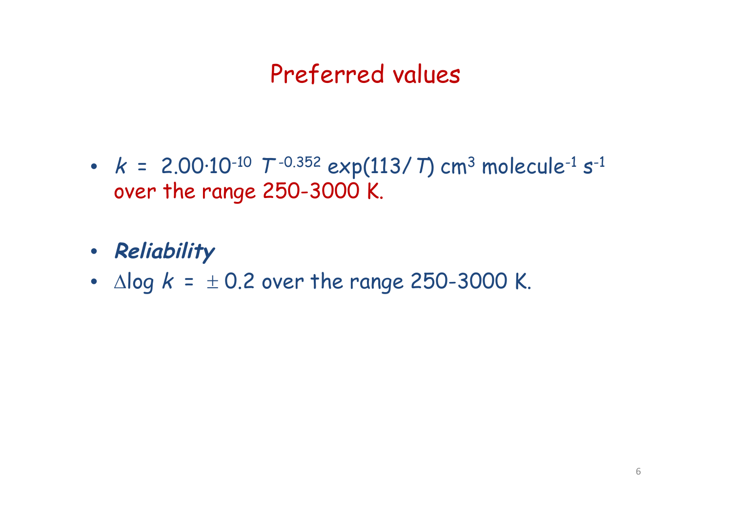# Preferred values

- $k = 2.00 \cdot 10^{-10}\ T^{-0.352} \exp(113/T)$ cm$^3$ molecule$^{-1}$ s$^{-1}$ over the range 250-3000 K.

- ***Reliability***
- $\Delta \log k = \pm 0.2$ over the range 250-3000 K.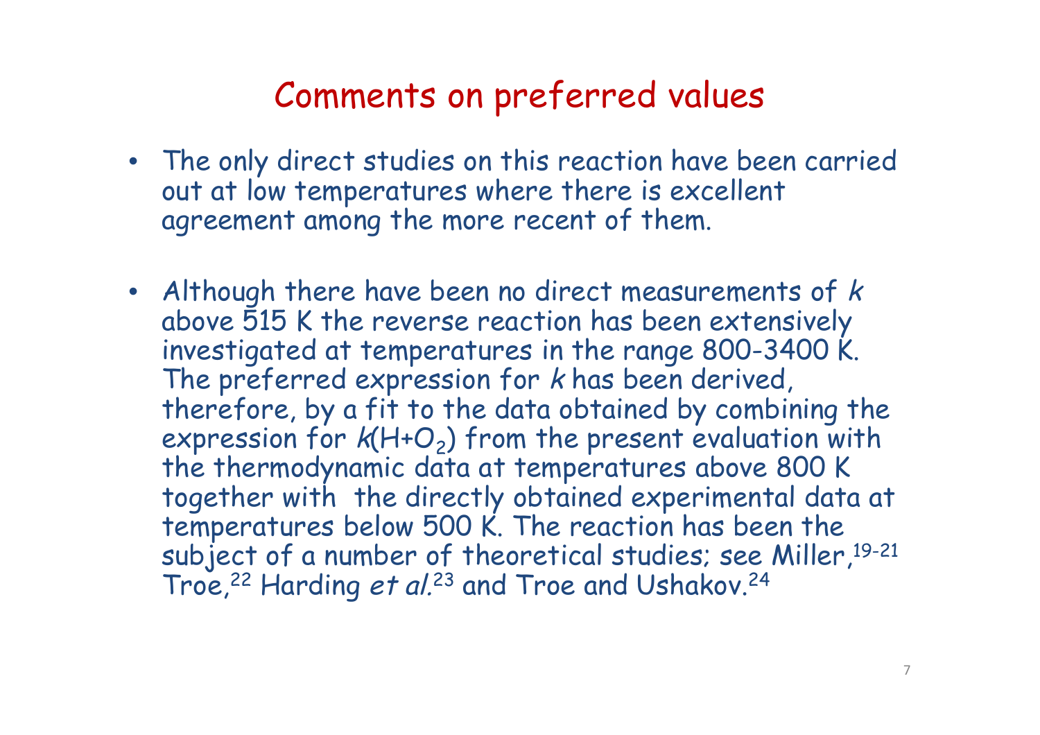# Comments on preferred values

- The only direct studies on this reaction have been carried out at low temperatures where there is excellent agreement among the more recent of them.

- Although there have been no direct measurements of $k$ above 515 K the reverse reaction has been extensively investigated at temperatures in the range 800-3400 K. The preferred expression for $k$ has been derived, therefore, by a fit to the data obtained by combining the expression for $k(H+O_2)$ from the present evaluation with the thermodynamic data at temperatures above 800 K together with the directly obtained experimental data at temperatures below 500 K. The reaction has been the subject of a number of theoretical studies; see Miller,[19-21] Troe,[22] Harding *et al.*[23] and Troe and Ushakov.[24]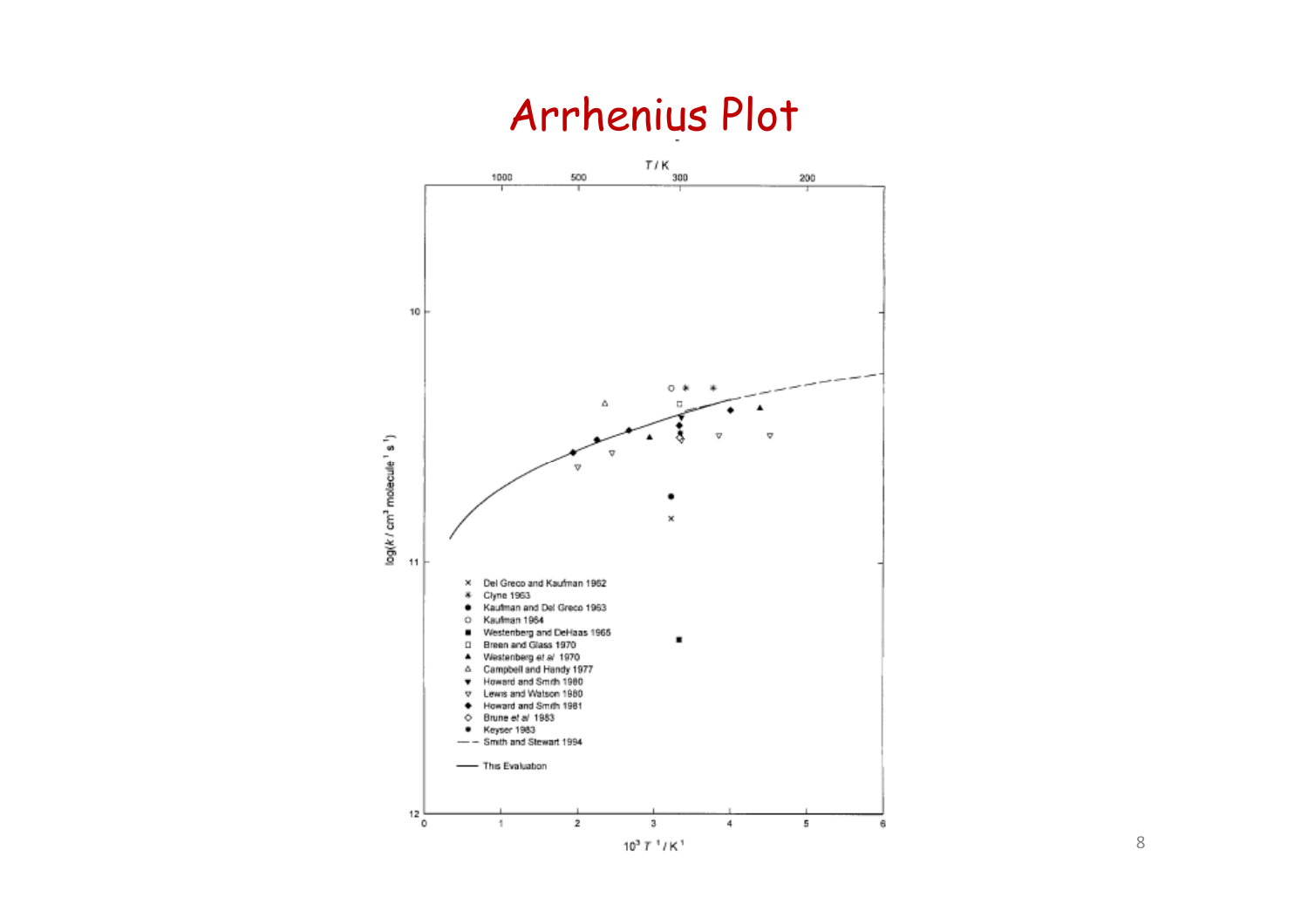# Arrhenius Plot

$T$ / K: 1000, 500, 300, 200

$\log(k$ / cm$^3$ molecule$^{-1}$ s$^{-1}$)

$10^3\ T^{-1}$ / K$^{-1}$

- × Del Greco and Kaufman 1962
- ✳ Clyne 1963
- ● Kaufman and Del Greco 1963
- ○ Kaufman 1964
- ■ Westenberg and DeHaas 1965
- □ Breen and Glass 1970
- ▲ Westenberg *et al* 1970
- △ Campbell and Handy 1977
- ▼ Howard and Smith 1980
- ▽ Lewis and Watson 1980
- ◆ Howard and Smith 1981
- ◇ Brune *et al* 1983
- ✱ Keyser 1983
- — — Smith and Stewart 1994
- —— This Evaluation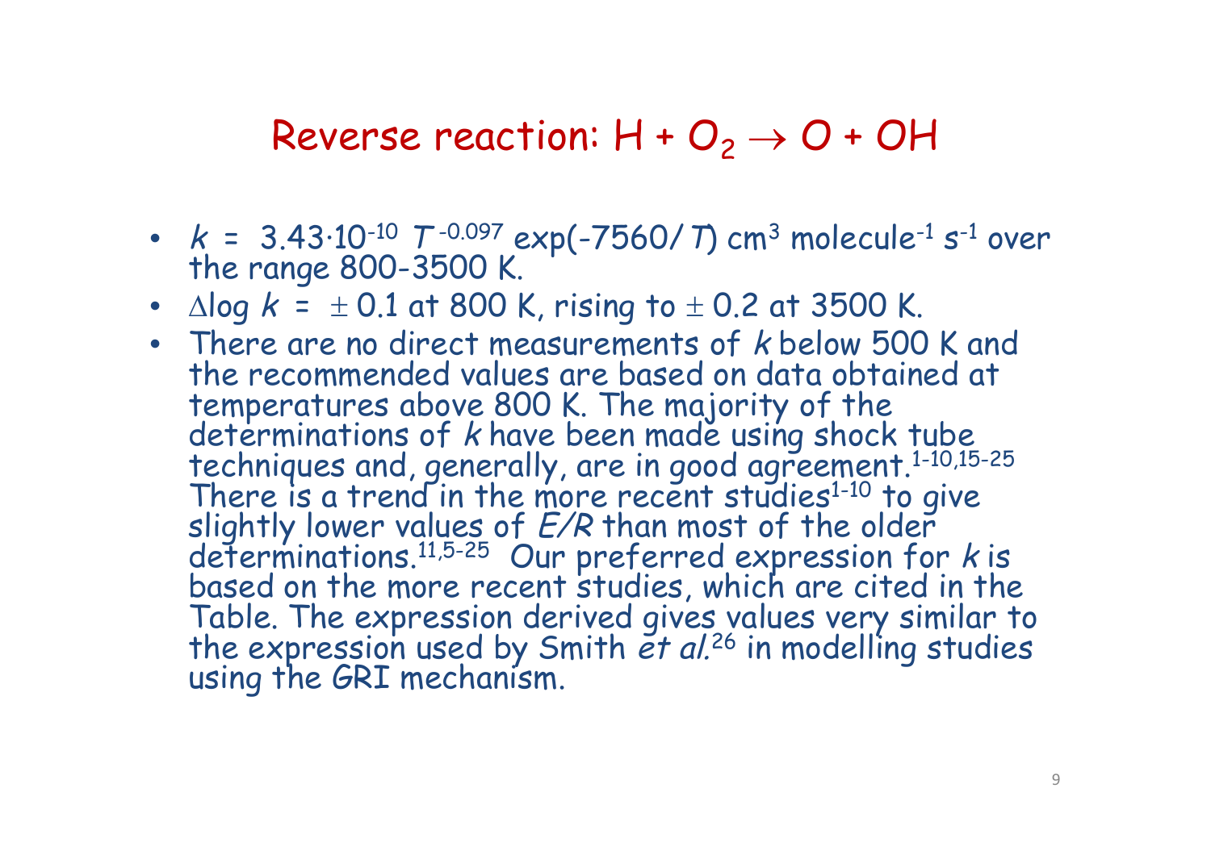# Reverse reaction: $H + O_2 \rightarrow O + OH$

- $k$ = $3.43 \cdot 10^{-10}\ T^{-0.097} \exp(-7560/T)$ cm$^3$ molecule$^{-1}$ s$^{-1}$ over the range 800-3500 K.
- $\Delta \log k = \pm 0.1$ at 800 K, rising to $\pm 0.2$ at 3500 K.
- There are no direct measurements of $k$ below 500 K and the recommended values are based on data obtained at temperatures above 800 K. The majority of the determinations of $k$ have been made using shock tube techniques and, generally, are in good agreement.[1-10,15-25] There is a trend in the more recent studies[1-10] to give slightly lower values of $E/R$ than most of the older determinations.[11,5-25] Our preferred expression for $k$ is based on the more recent studies, which are cited in the Table. The expression derived gives values very similar to the expression used by Smith *et al.*[26] in modelling studies using the GRI mechanism.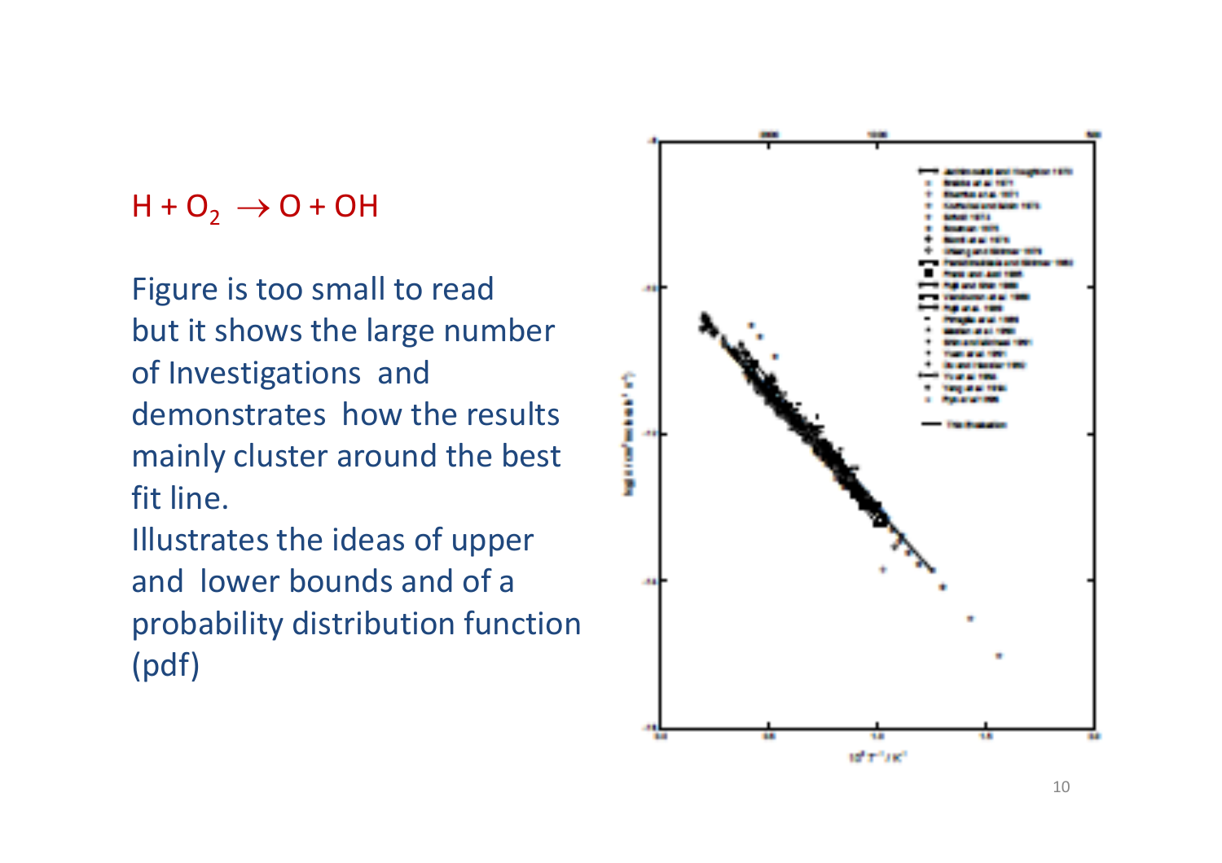$H + O_2 \rightarrow O + OH$

Figure is too small to read but it shows the large number of Investigations and demonstrates how the results mainly cluster around the best fit line.

Illustrates the ideas of upper and lower bounds and of a probability distribution function (pdf)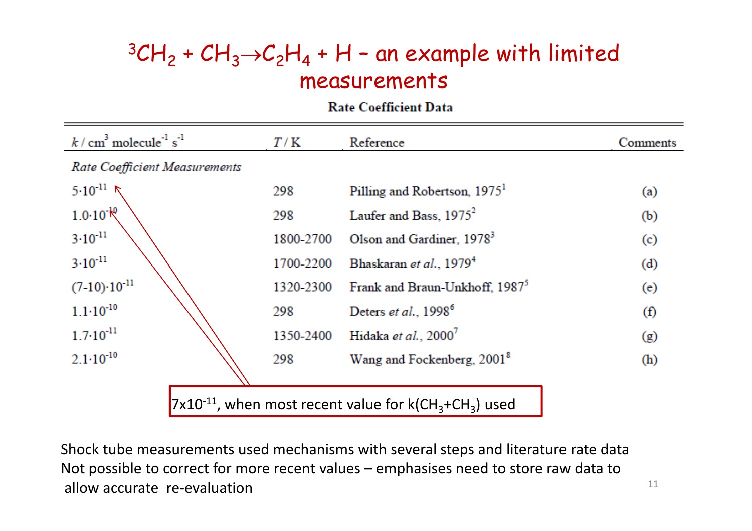# $^3CH_2 + CH_3 \rightarrow C_2H_4 + H$ – an example with limited measurements

**Rate Coefficient Data**

| $k$ / cm$^3$ molecule$^{-1}$ s$^{-1}$ | $T$ / K | Reference | Comments |
|---|---|---|---|
| *Rate Coefficient Measurements* | | | |
| $5\cdot10^{-11}$ | 298 | Pilling and Robertson, 1975[1] | (a) |
| $1.0\cdot10^{-10}$ | 298 | Laufer and Bass, 1975[2] | (b) |
| $3\cdot10^{-11}$ | 1800-2700 | Olson and Gardiner, 1978[3] | (c) |
| $3\cdot10^{-11}$ | 1700-2200 | Bhaskaran *et al.*, 1979[4] | (d) |
| $(7\text{-}10)\cdot10^{-11}$ | 1320-2300 | Frank and Braun-Unkhoff, 1987[5] | (e) |
| $1.1\cdot10^{-10}$ | 298 | Deters *et al.*, 1998[6] | (f) |
| $1.7\cdot10^{-11}$ | 1350-2400 | Hidaka *et al.*, 2000[7] | (g) |
| $2.1\cdot10^{-10}$ | 298 | Wang and Fockenberg, 2001[8] | (h) |

$7\times10^{-11}$, when most recent value for $k(CH_3+CH_3)$ used

Shock tube measurements used mechanisms with several steps and literature rate data
Not possible to correct for more recent values – emphasises need to store raw data to allow accurate re-evaluation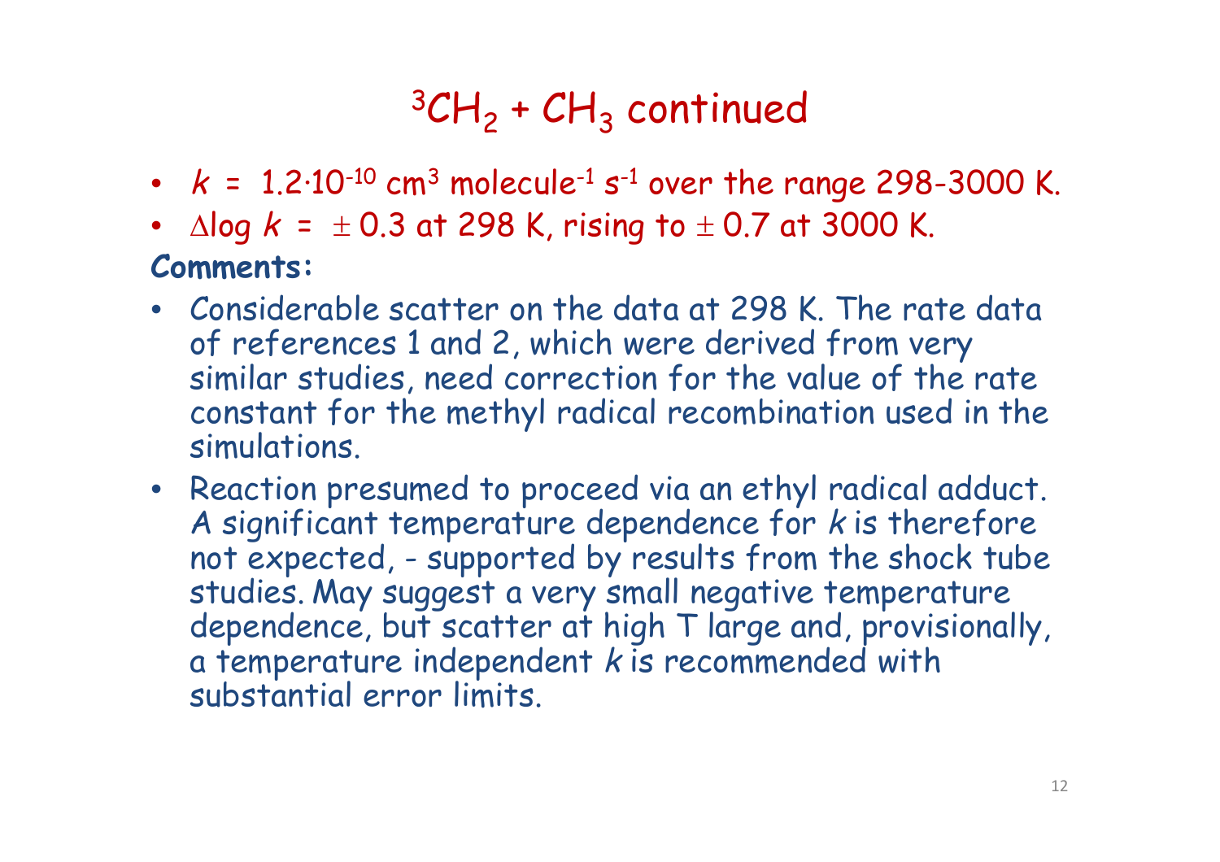# $^3CH_2 + CH_3$ continued

- $k = 1.2{\cdot}10^{-10}$ cm$^3$ molecule$^{-1}$ s$^{-1}$ over the range 298-3000 K.
- $\Delta \log k = \pm 0.3$ at 298 K, rising to $\pm 0.7$ at 3000 K.

**Comments:**

- Considerable scatter on the data at 298 K. The rate data of references 1 and 2, which were derived from very similar studies, need correction for the value of the rate constant for the methyl radical recombination used in the simulations.
- Reaction presumed to proceed via an ethyl radical adduct. A significant temperature dependence for $k$ is therefore not expected, - supported by results from the shock tube studies. May suggest a very small negative temperature dependence, but scatter at high T large and, provisionally, a temperature independent $k$ is recommended with substantial error limits.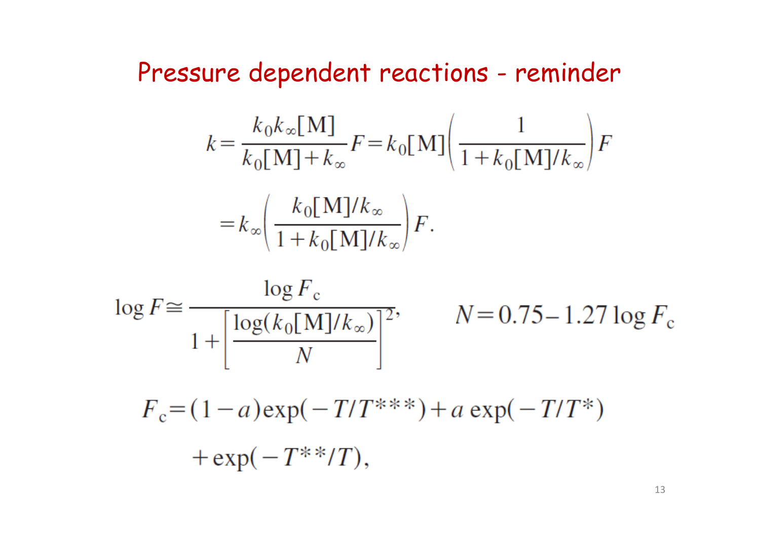# Pressure dependent reactions - reminder

$$k = \frac{k_0 k_\infty [\mathrm{M}]}{k_0[\mathrm{M}] + k_\infty} F = k_0[\mathrm{M}] \left( \frac{1}{1 + k_0[\mathrm{M}]/k_\infty} \right) F$$

$$= k_\infty \left( \frac{k_0[\mathrm{M}]/k_\infty}{1 + k_0[\mathrm{M}]/k_\infty} \right) F.$$

$$\log F \cong \frac{\log F_c}{1 + \left[ \frac{\log(k_0[\mathrm{M}]/k_\infty)}{N} \right]^2}, \qquad N = 0.75 - 1.27 \log F_c$$

$$F_c = (1-a)\exp(-T/T^{***}) + a\exp(-T/T^{*})$$

$$+ \exp(-T^{**}/T),$$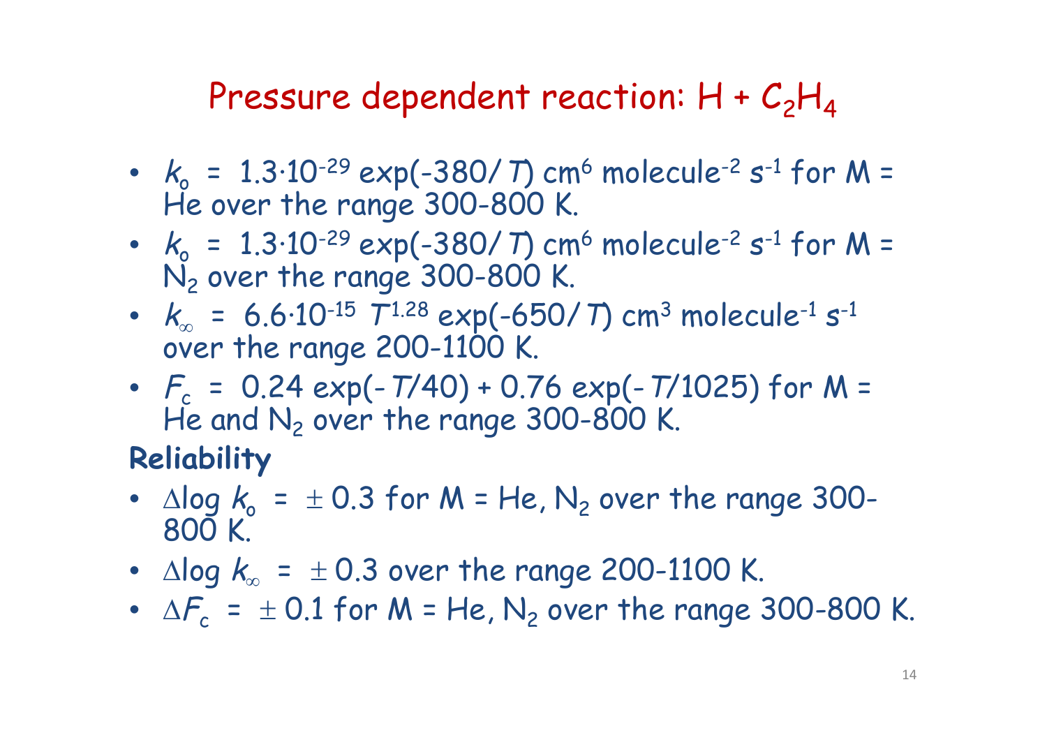# Pressure dependent reaction: $H + C_2H_4$

- $k_o = 1.3 \cdot 10^{-29} \exp(-380/T)$ cm$^6$ molecule$^{-2}$ s$^{-1}$ for M = He over the range 300-800 K.
- $k_o = 1.3 \cdot 10^{-29} \exp(-380/T)$ cm$^6$ molecule$^{-2}$ s$^{-1}$ for M = $N_2$ over the range 300-800 K.
- $k_\infty = 6.6 \cdot 10^{-15}\ T^{1.28} \exp(-650/T)$ cm$^3$ molecule$^{-1}$ s$^{-1}$ over the range 200-1100 K.
- $F_c = 0.24 \exp(-T/40) + 0.76 \exp(-T/1025)$ for M = He and $N_2$ over the range 300-800 K.

**Reliability**

- $\Delta \log k_o = \pm 0.3$ for M = He, $N_2$ over the range 300-800 K.
- $\Delta \log k_\infty = \pm 0.3$ over the range 200-1100 K.
- $\Delta F_c = \pm 0.1$ for M = He, $N_2$ over the range 300-800 K.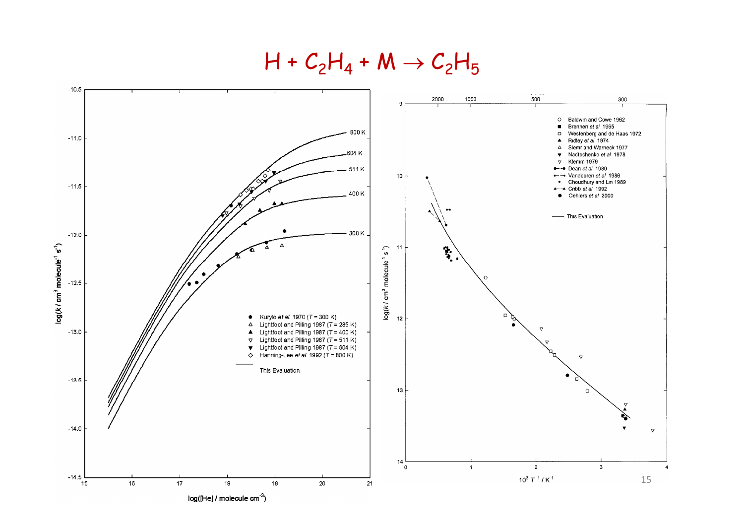# $H + C_2H_4 + M \rightarrow C_2H_5$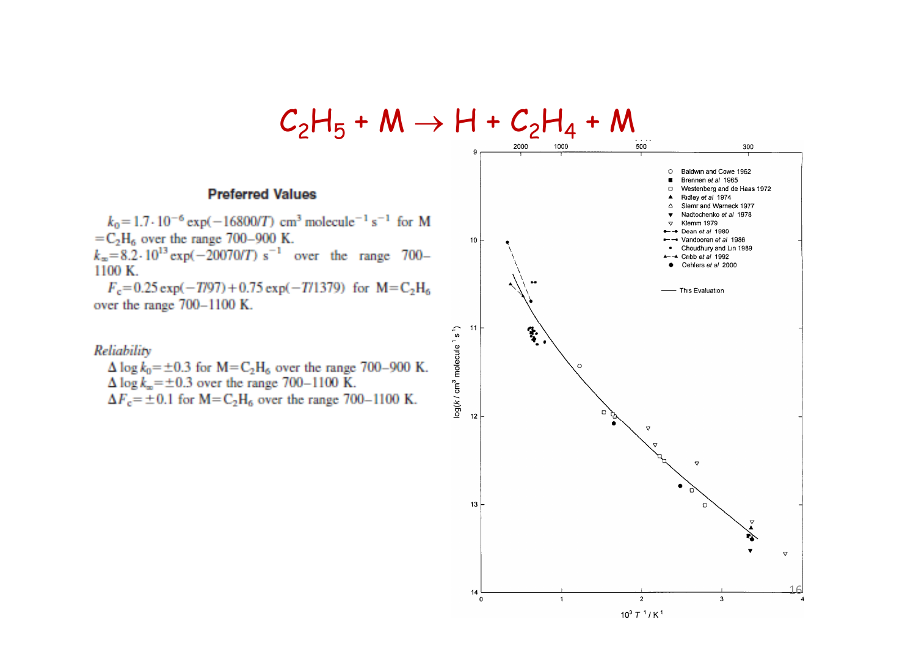# $C_2H_5 + M \rightarrow H + C_2H_4 + M$

### Preferred Values

$k_0 = 1.7 \cdot 10^{-6} \exp(-16800/T)$ cm$^3$ molecule$^{-1}$ s$^{-1}$ for M $= C_2H_6$ over the range 700–900 K.

$k_\infty = 8.2 \cdot 10^{13} \exp(-20070/T)$ s$^{-1}$ over the range 700–1100 K.

$F_c = 0.25 \exp(-T/97) + 0.75 \exp(-T/1379)$ for M$=C_2H_6$ over the range 700–1100 K.

*Reliability*

$\Delta \log k_0 = \pm 0.3$ for M$=C_2H_6$ over the range 700–900 K.

$\Delta \log k_\infty = \pm 0.3$ over the range 700–1100 K.

$\Delta F_c = \pm 0.1$ for M$=C_2H_6$ over the range 700–1100 K.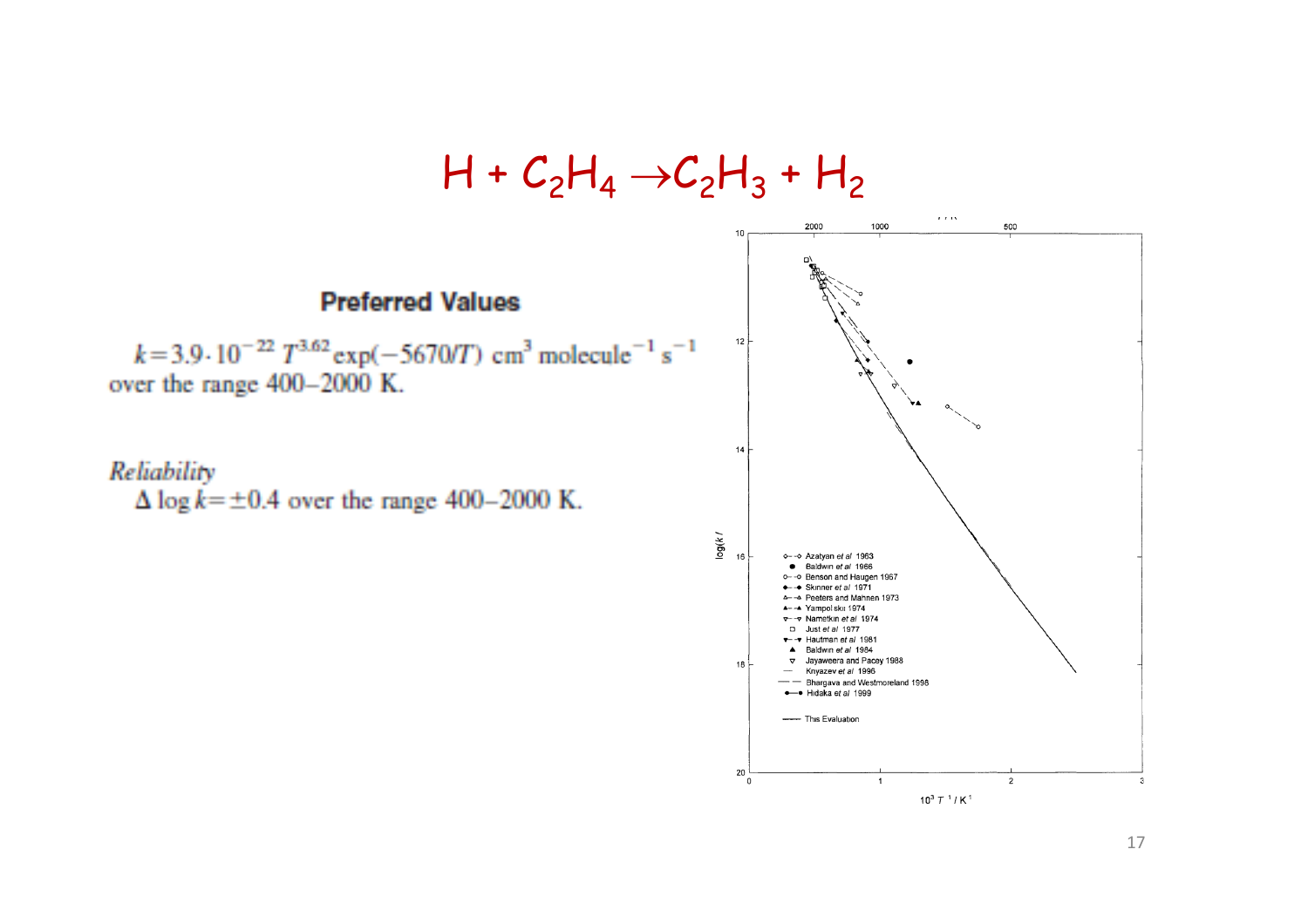# $H + C_2H_4 \rightarrow C_2H_3 + H_2$

### Preferred Values

$k = 3.9 \cdot 10^{-22}\ T^{3.62} \exp(-5670/T)\ \text{cm}^3\ \text{molecule}^{-1}\ \text{s}^{-1}$ over the range 400–2000 K.

*Reliability*

$\Delta \log k = \pm 0.4$ over the range 400–2000 K.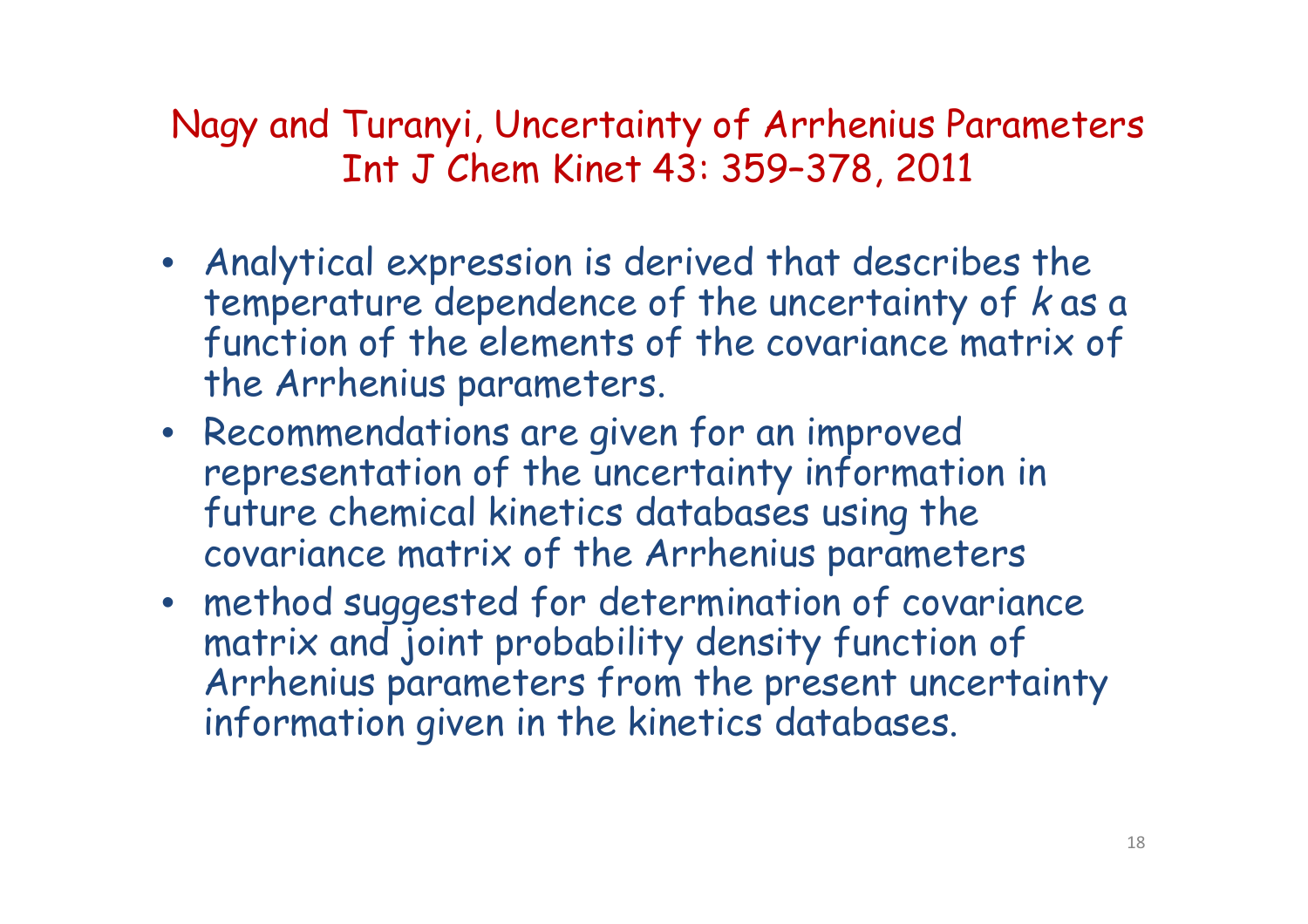## Nagy and Turanyi, Uncertainty of Arrhenius Parameters Int J Chem Kinet 43: 359–378, 2011

- Analytical expression is derived that describes the temperature dependence of the uncertainty of $k$ as a function of the elements of the covariance matrix of the Arrhenius parameters.
- Recommendations are given for an improved representation of the uncertainty information in future chemical kinetics databases using the covariance matrix of the Arrhenius parameters
- method suggested for determination of covariance matrix and joint probability density function of Arrhenius parameters from the present uncertainty information given in the kinetics databases.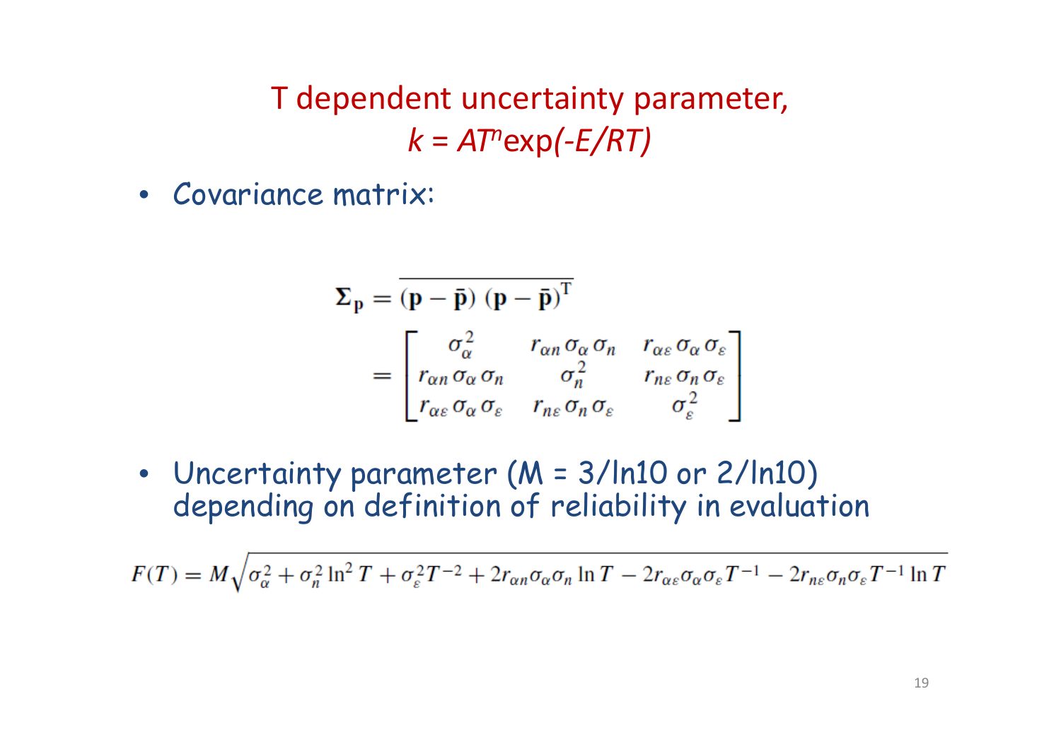# T dependent uncertainty parameter, $k = AT^n \exp(-E/RT)$

- Covariance matrix:

$$
\begin{aligned}
\boldsymbol{\Sigma}_{\mathbf{p}} &= \overline{(\mathbf{p} - \bar{\mathbf{p}})\,(\mathbf{p} - \bar{\mathbf{p}})^{\mathrm{T}}} \\
&= \begin{bmatrix} \sigma_\alpha^2 & r_{\alpha n}\,\sigma_\alpha\,\sigma_n & r_{\alpha\varepsilon}\,\sigma_\alpha\,\sigma_\varepsilon \\ r_{\alpha n}\,\sigma_\alpha\,\sigma_n & \sigma_n^2 & r_{n\varepsilon}\,\sigma_n\,\sigma_\varepsilon \\ r_{\alpha\varepsilon}\,\sigma_\alpha\,\sigma_\varepsilon & r_{n\varepsilon}\,\sigma_n\,\sigma_\varepsilon & \sigma_\varepsilon^2 \end{bmatrix}
\end{aligned}
$$

- Uncertainty parameter ($M = 3/\ln 10$ or $2/\ln 10$) depending on definition of reliability in evaluation

$$
F(T) = M\sqrt{\sigma_\alpha^2 + \sigma_n^2 \ln^2 T + \sigma_\varepsilon^2 T^{-2} + 2r_{\alpha n}\sigma_\alpha\sigma_n \ln T - 2r_{\alpha\varepsilon}\sigma_\alpha\sigma_\varepsilon T^{-1} - 2r_{n\varepsilon}\sigma_n\sigma_\varepsilon T^{-1}\ln T}
$$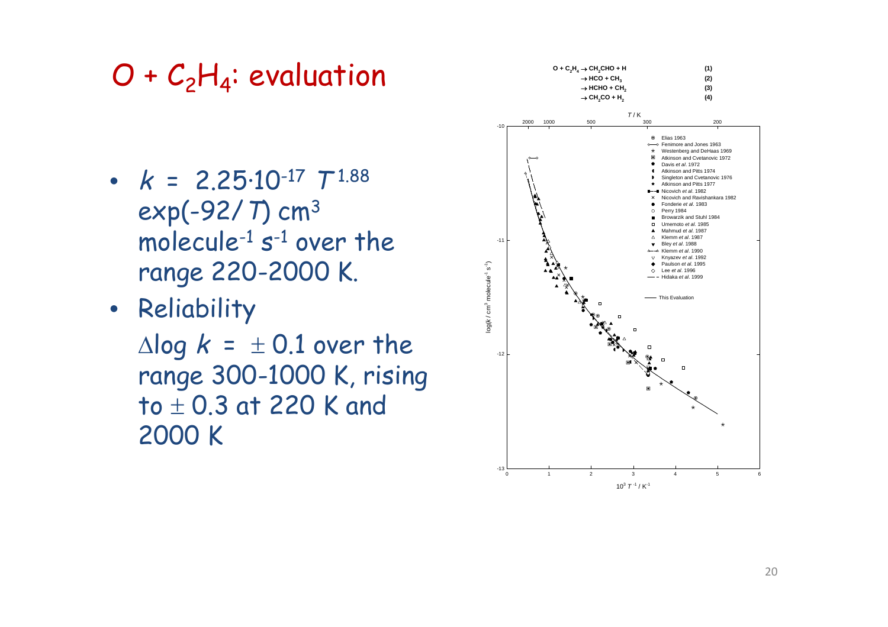# $O + C_2H_4$: evaluation

- $k = 2.25 \cdot 10^{-17}\ T^{1.88} \exp(-92/T)$ $cm^3$ $molecule^{-1}$ $s^{-1}$ over the range 220-2000 K.
- Reliability

  $\Delta \log k = \pm 0.1$ over the range 300-1000 K, rising to $\pm 0.3$ at 220 K and 2000 K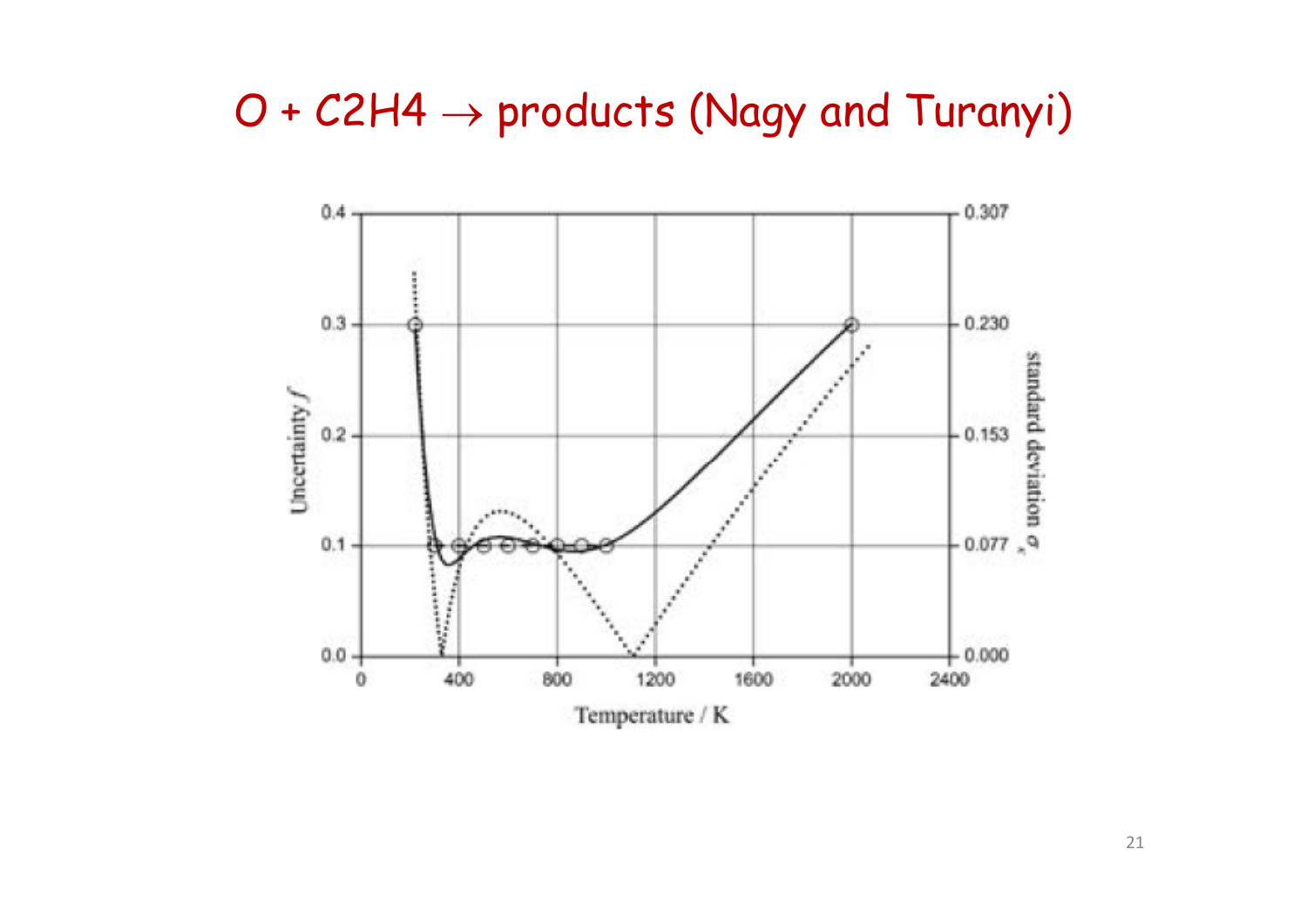# $O + C_2H_4 \rightarrow$ products (Nagy and Turanyi)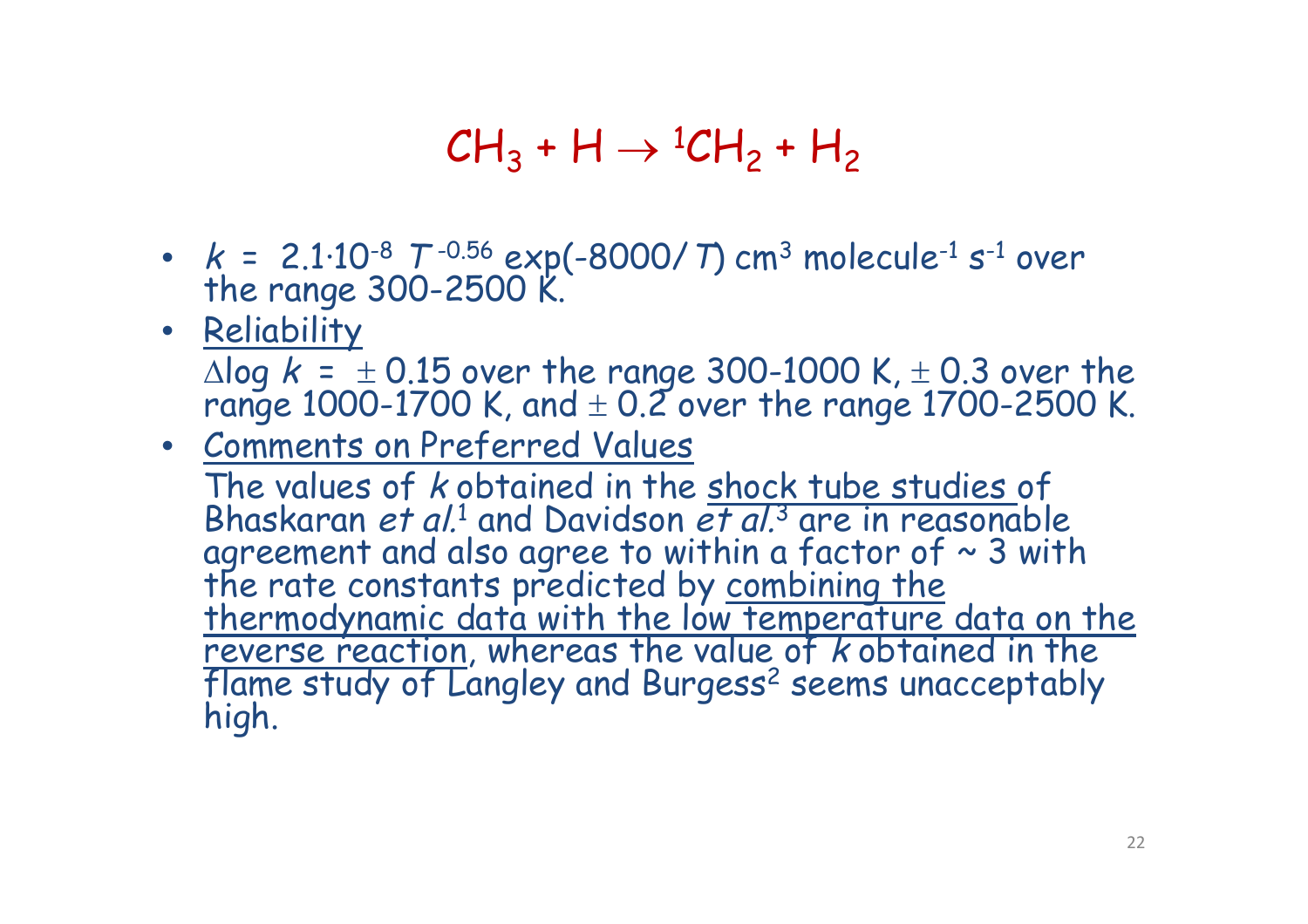# $CH_3 + H \rightarrow {}^1CH_2 + H_2$

- $k = 2.1 \cdot 10^{-8}\ T^{-0.56} \exp(-8000/T)$ cm$^3$ molecule$^{-1}$ s$^{-1}$ over the range 300-2500 K.
- Reliability

  $\Delta \log k = \pm 0.15$ over the range 300-1000 K, $\pm 0.3$ over the range 1000-1700 K, and $\pm 0.2$ over the range 1700-2500 K.
- Comments on Preferred Values

  The values of *k* obtained in the shock tube studies of Bhaskaran *et al.*[1] and Davidson *et al.*[3] are in reasonable agreement and also agree to within a factor of ~ 3 with the rate constants predicted by combining the thermodynamic data with the low temperature data on the reverse reaction, whereas the value of *k* obtained in the flame study of Langley and Burgess[2] seems unacceptably high.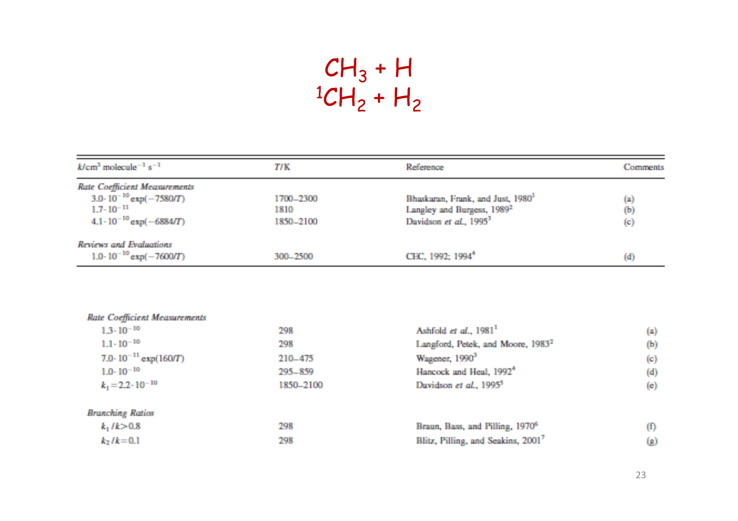# $CH_3 + H$
# $^1CH_2 + H_2$

| $k$/cm$^3$ molecule$^{-1}$ s$^{-1}$ | $T$/K | Reference | Comments |
|---|---|---|---|
| *Rate Coefficient Measurements* | | | |
| $3.0\cdot10^{-10}\exp(-7580/T)$ | 1700–2300 | Bhaskaran, Frank, and Just, 1980[1] | (a) |
| $1.7\cdot10^{-11}$ | 1810 | Langley and Burgess, 1989[2] | (b) |
| $4.1\cdot10^{-10}\exp(-6884/T)$ | 1850–2100 | Davidson *et al.*, 1995[3] | (c) |
| *Reviews and Evaluations* | | | |
| $1.0\cdot10^{-10}\exp(-7600/T)$ | 300–2500 | CEC, 1992; 1994[4] | (d) |

| $k$/cm$^3$ molecule$^{-1}$ s$^{-1}$ | $T$/K | Reference | Comments |
|---|---|---|---|
| *Rate Coefficient Measurements* | | | |
| $1.3\cdot10^{-10}$ | 298 | Ashfold *et al.*, 1981[1] | (a) |
| $1.1\cdot10^{-10}$ | 298 | Langford, Petek, and Moore, 1983[2] | (b) |
| $7.0\cdot10^{-11}\exp(160/T)$ | 210–475 | Wagener, 1990[3] | (c) |
| $1.0\cdot10^{-10}$ | 295–859 | Hancock and Heal, 1992[4] | (d) |
| $k_1=2.2\cdot10^{-10}$ | 1850–2100 | Davidson *et al.*, 1995[5] | (e) |
| *Branching Ratios* | | | |
| $k_1/k>0.8$ | 298 | Braun, Bass, and Pilling, 1970[6] | (f) |
| $k_2/k=0.1$ | 298 | Blitz, Pilling, and Seakins, 2001[7] | (g) |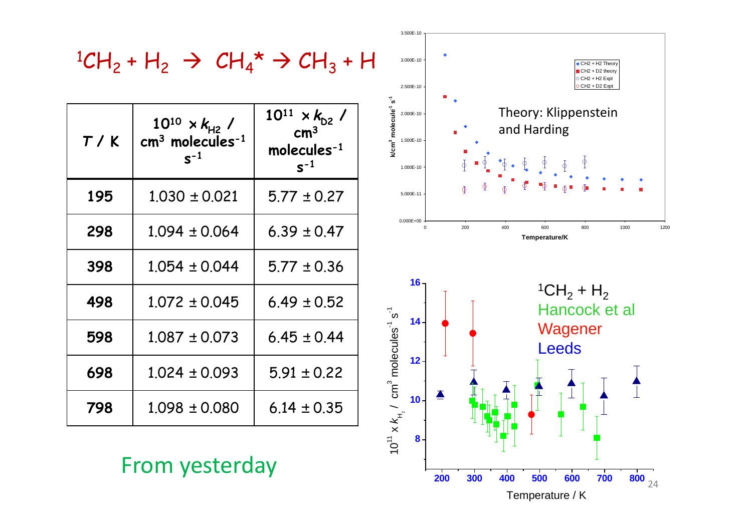$$^1CH_2 + H_2 \rightarrow CH_4^* \rightarrow CH_3 + H$$

| $T$ / K | $10^{10} \times k_{H2}$ / cm$^3$ molecules$^{-1}$ s$^{-1}$ | $10^{11} \times k_{D2}$ / cm$^3$ molecules$^{-1}$ s$^{-1}$ |
|---|---|---|
| 195 | 1.030 ± 0.021 | 5.77 ± 0.27 |
| 298 | 1.094 ± 0.064 | 6.39 ± 0.47 |
| 398 | 1.054 ± 0.044 | 5.77 ± 0.36 |
| 498 | 1.072 ± 0.045 | 6.49 ± 0.52 |
| 598 | 1.087 ± 0.073 | 6.45 ± 0.44 |
| 698 | 1.024 ± 0.093 | 5.91 ± 0.22 |
| 798 | 1.098 ± 0.080 | 6.14 ± 0.35 |

From yesterday

Theory: Klippenstein and Harding

$^1CH_2 + H_2$

Hancock et al

Wagener

Leeds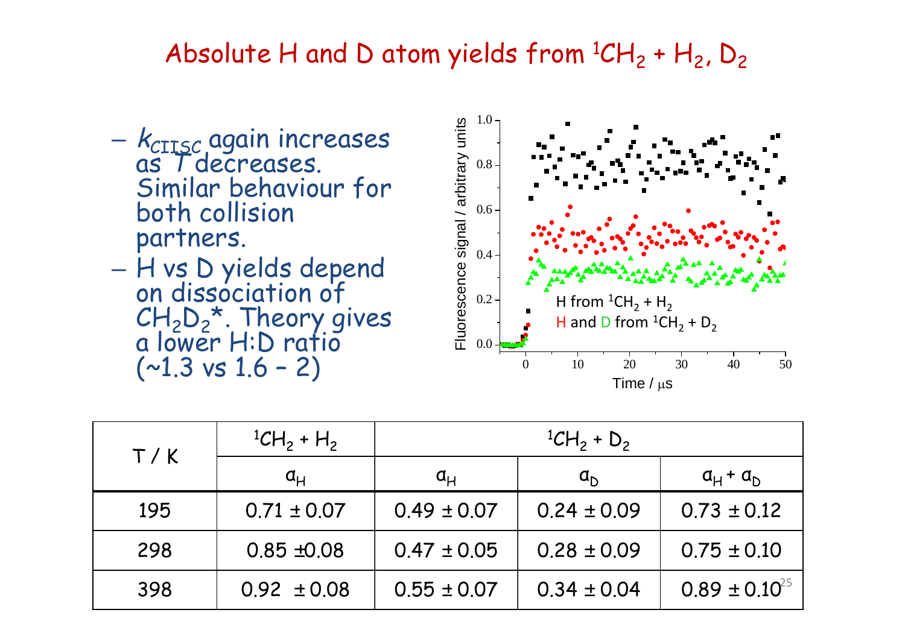# Absolute H and D atom yields from $^1CH_2$ + $H_2$, $D_2$

- $k_{CIISC}$ again increases as $T$ decreases. Similar behaviour for both collision partners.
- H vs D yields depend on dissociation of $CH_2D_2$*. Theory gives a lower H:D ratio (~1.3 vs 1.6 – 2)

| T / K | $^1CH_2$ + $H_2$ | $^1CH_2$ + $D_2$ | | |
|---|---|---|---|---|
| | $a_H$ | $a_H$ | $a_D$ | $a_H + a_D$ |
| 195 | 0.71 ± 0.07 | 0.49 ± 0.07 | 0.24 ± 0.09 | 0.73 ± 0.12 |
| 298 | 0.85 ±0.08 | 0.47 ± 0.05 | 0.28 ± 0.09 | 0.75 ± 0.10 |
| 398 | 0.92 ± 0.08 | 0.55 ± 0.07 | 0.34 ± 0.04 | 0.89 ± 0.10 |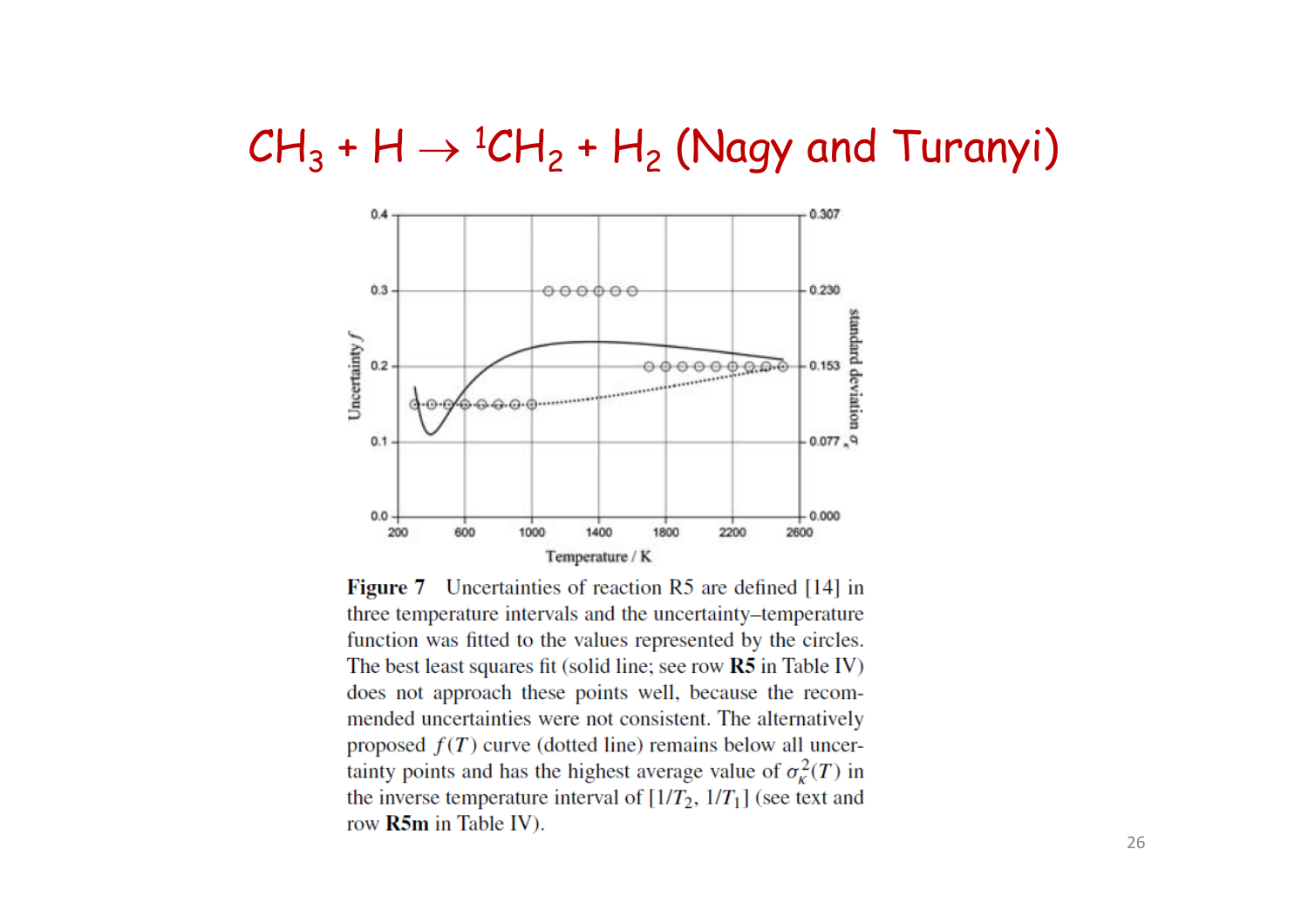# $CH_3 + H \rightarrow {}^1CH_2 + H_2$ (Nagy and Turanyi)

Uncertainty $f$

0.4
0.3
0.2
0.1
0.0

standard deviation $\sigma_\kappa$

0.307
0.230
0.153
0.077
0.000

200 600 1000 1400 1800 2200 2600

Temperature / K

**Figure 7** Uncertainties of reaction R5 are defined [14] in three temperature intervals and the uncertainty–temperature function was fitted to the values represented by the circles. The best least squares fit (solid line; see row **R5** in Table IV) does not approach these points well, because the recommended uncertainties were not consistent. The alternatively proposed $f(T)$ curve (dotted line) remains below all uncertainty points and has the highest average value of $\sigma_\kappa^2(T)$ in the inverse temperature interval of $[1/T_2, 1/T_1]$ (see text and row **R5m** in Table IV).